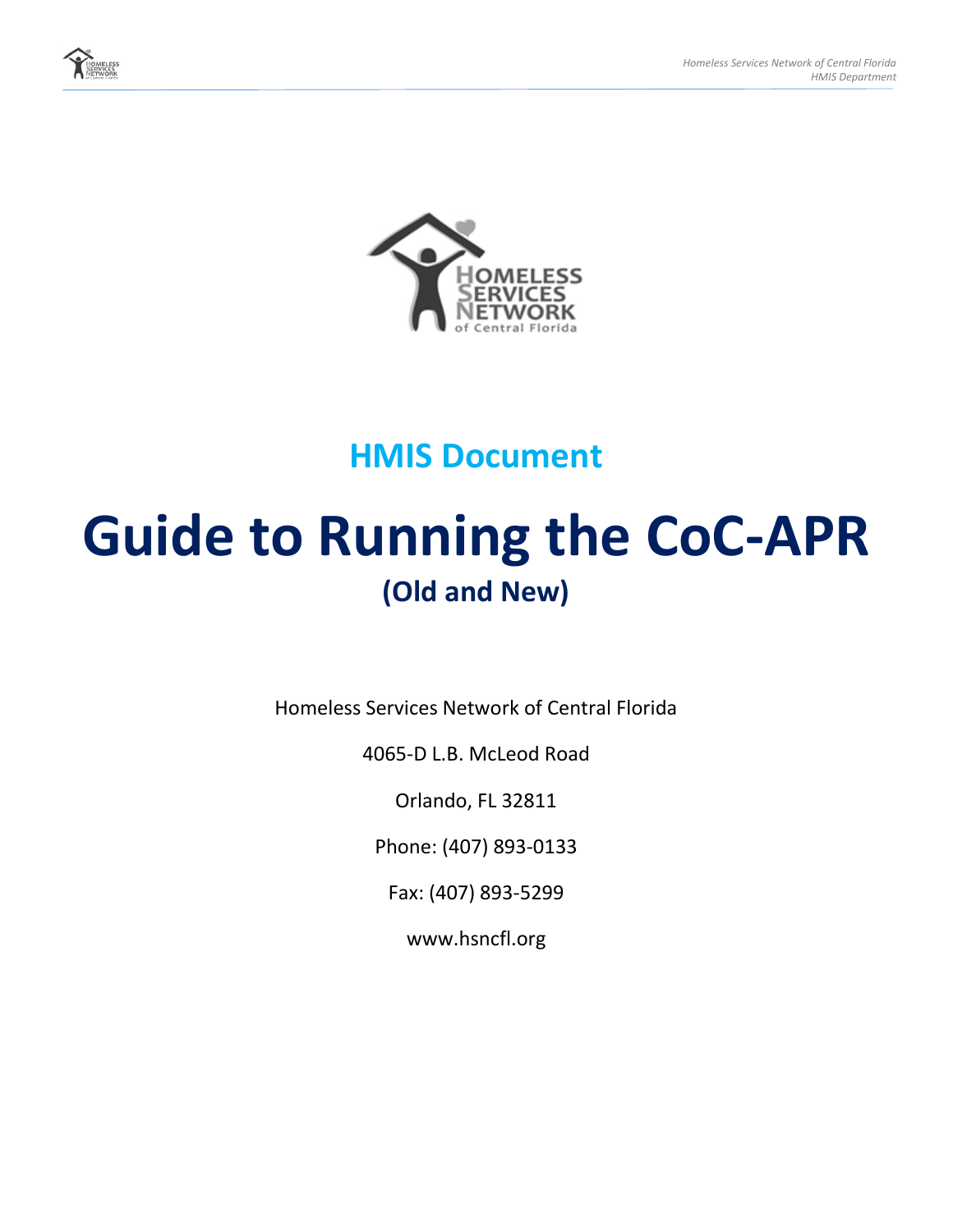## HMIS Document

# Guide to Running the CoC-APR

## (Old and New)

Homeless Services Network of Central Florida

4065-D L.B. McLeod Road

Orlando, FL 32811

Phone: (407) 893-0133

Fax: (407) 893-5299

www.hsncfl.org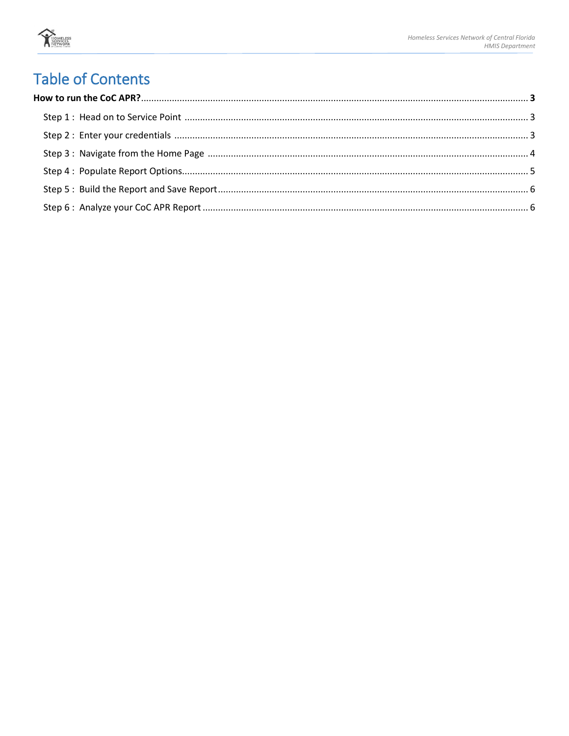# Table of Contents

**How to run the CoC APR?** .......... **3**

- Step 1 : Head on to Service Point .......... 3
- Step 2 : Enter your credentials .......... 3
- Step 3 : Navigate from the Home Page .......... 4
- Step 4 : Populate Report Options .......... 5
- Step 5 : Build the Report and Save Report .......... 6
- Step 6 : Analyze your CoC APR Report .......... 6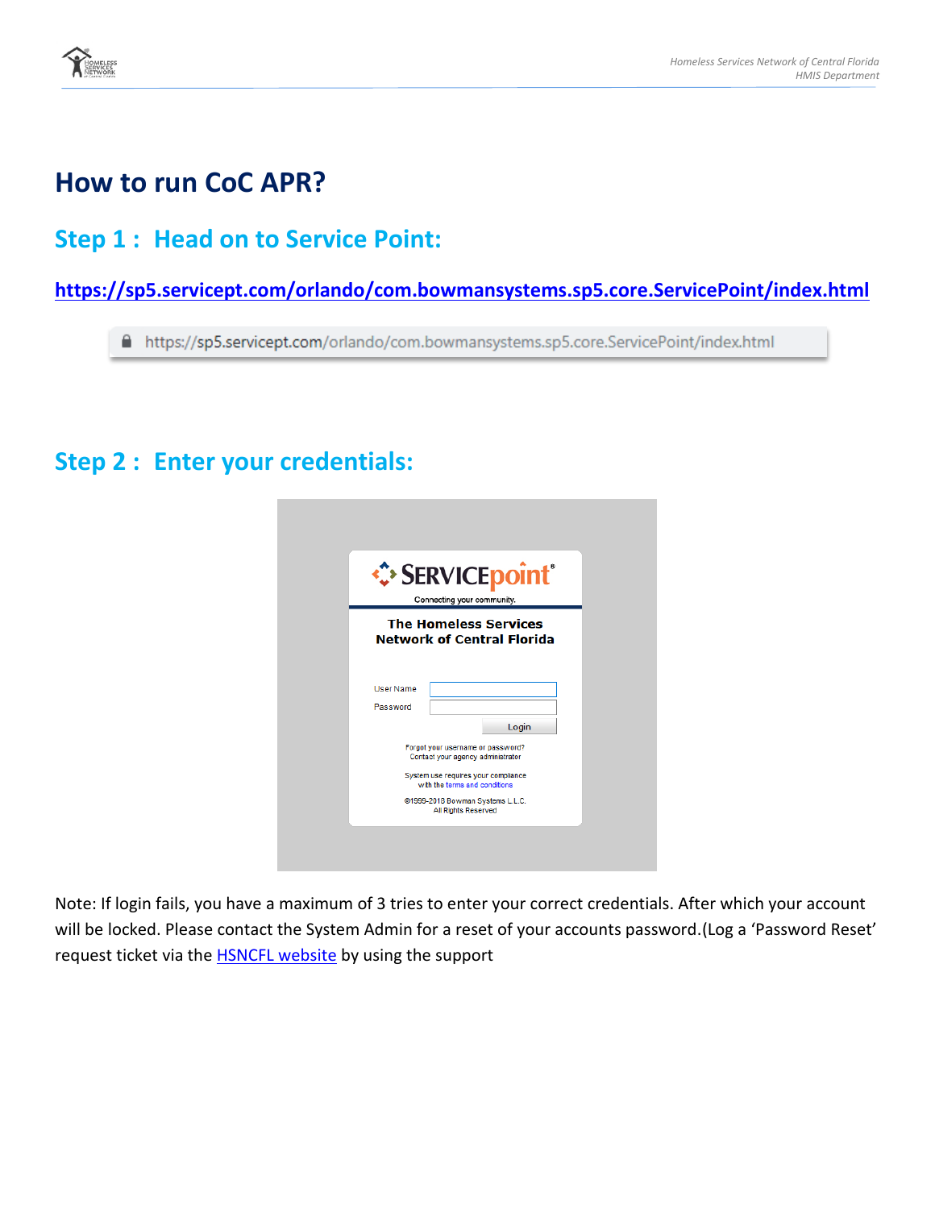# How to run CoC APR?

## Step 1 : Head on to Service Point:

**https://sp5.servicept.com/orlando/com.bowmansystems.sp5.core.ServicePoint/index.html**

## Step 2 : Enter your credentials:

Note: If login fails, you have a maximum of 3 tries to enter your correct credentials. After which your account will be locked. Please contact the System Admin for a reset of your accounts password.(Log a 'Password Reset' request ticket via the HSNCFL website by using the support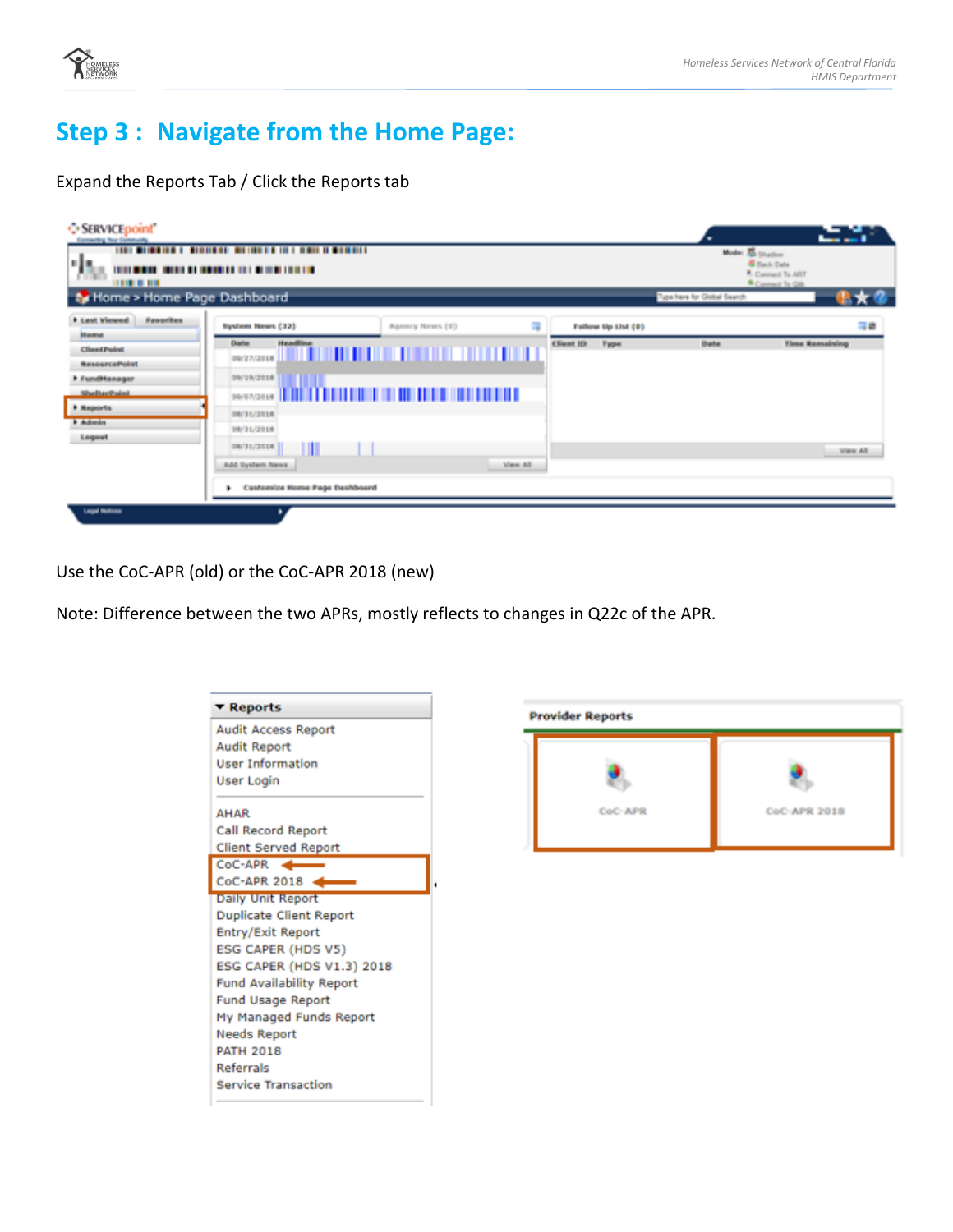# Step 3 : Navigate from the Home Page:

Expand the Reports Tab / Click the Reports tab

Use the CoC-APR (old) or the CoC-APR 2018 (new)

Note: Difference between the two APRs, mostly reflects to changes in Q22c of the APR.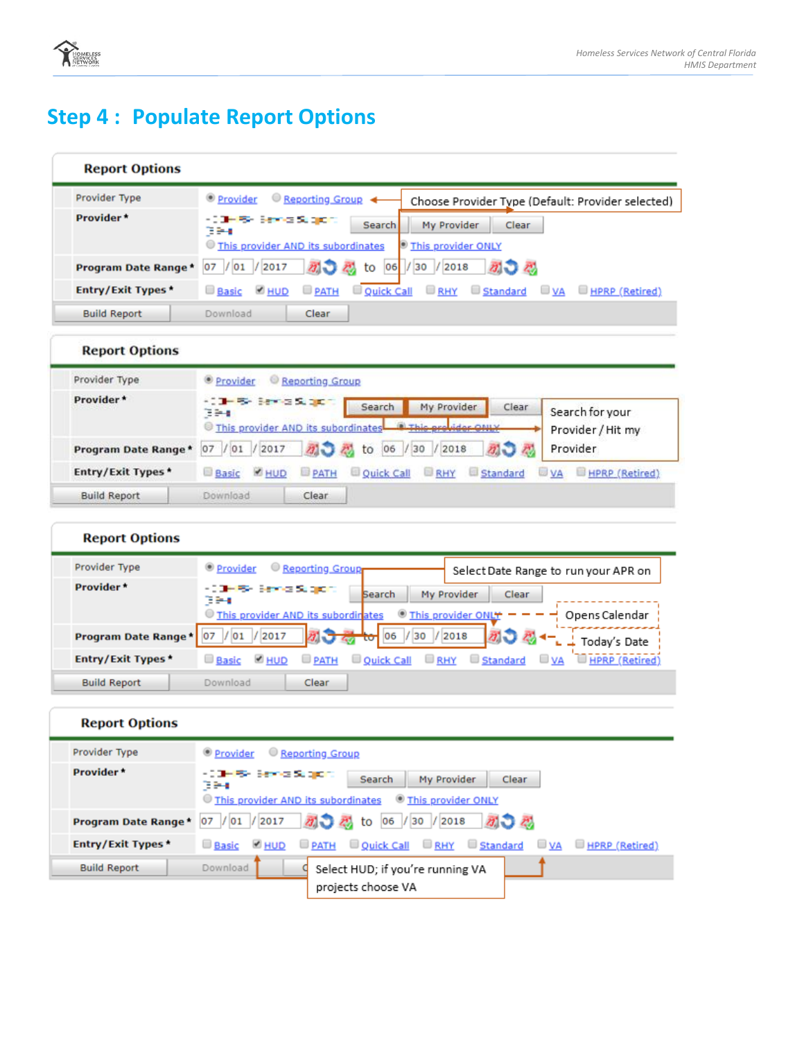# Step 4 : Populate Report Options

**Report Options**

| Provider Type | ◉ Provider ○ Reporting Group |
|---|---|
| **Provider** * | Search / My Provider / Clear ○ This provider AND its subordinates ◉ This provider ONLY |
| **Program Date Range** * | 07 / 01 / 2017 to 06 / 30 / 2018 |
| **Entry/Exit Types** * | ☐ Basic ☑ HUD ☐ PATH ☐ Quick Call ☐ RHY ☐ Standard ☐ VA ☐ HPRP (Retired) |

Build Report | Download | Clear

Choose Provider Type (Default: Provider selected)

**Report Options**

| Provider Type | ◉ Provider ○ Reporting Group |
|---|---|
| **Provider** * | Search / My Provider / Clear ○ This provider AND its subordinates ◉ This provider ONLY |
| **Program Date Range** * | 07 / 01 / 2017 to 06 / 30 / 2018 |
| **Entry/Exit Types** * | ☐ Basic ☑ HUD ☐ PATH ☐ Quick Call ☐ RHY ☐ Standard ☐ VA ☐ HPRP (Retired) |

Build Report | Download | Clear

Search for your Provider / Hit my Provider

**Report Options**

| Provider Type | ◉ Provider ○ Reporting Group |
|---|---|
| **Provider** * | Search / My Provider / Clear ○ This provider AND its subordinates ◉ This provider ONLY |
| **Program Date Range** * | 07 / 01 / 2017 to 06 / 30 / 2018 |
| **Entry/Exit Types** * | ☐ Basic ☑ HUD ☐ PATH ☐ Quick Call ☐ RHY ☐ Standard ☐ VA ☐ HPRP (Retired) |

Build Report | Download | Clear

Select Date Range to run your APR on

Opens Calendar

Today's Date

**Report Options**

| Provider Type | ◉ Provider ○ Reporting Group |
|---|---|
| **Provider** * | Search / My Provider / Clear ○ This provider AND its subordinates ◉ This provider ONLY |
| **Program Date Range** * | 07 / 01 / 2017 to 06 / 30 / 2018 |
| **Entry/Exit Types** * | ☐ Basic ☑ HUD ☐ PATH ☐ Quick Call ☐ RHY ☐ Standard ☐ VA ☐ HPRP (Retired) |

Build Report | Download | Clear

Select HUD; if you're running VA projects choose VA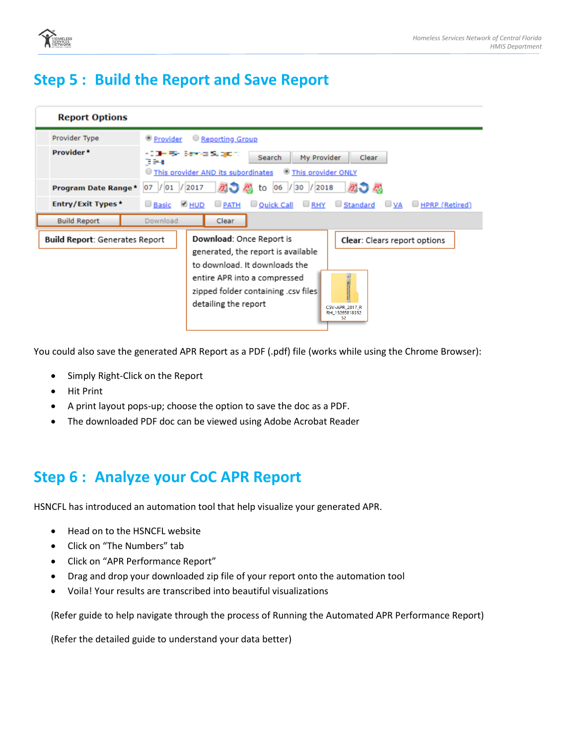## Step 5 : Build the Report and Save Report

**Report Options**

| | |
|---|---|
| Provider Type | Provider / Reporting Group |
| Provider * | Search / My Provider / Clear; This provider AND its subordinates / This provider ONLY |
| Program Date Range * | 07 / 01 / 2017 to 06 / 30 / 2018 |
| Entry/Exit Types * | Basic, HUD, PATH, Quick Call, RHY, Standard, VA, HPRP (Retired) |

Build Report | Download | Clear

**Build Report**: Generates Report

**Download**: Once Report is generated, the report is available to download. It downloads the entire APR into a compressed zipped folder containing .csv files detailing the report

CSV-APR_2017_RH_1526581835252

**Clear**: Clears report options

You could also save the generated APR Report as a PDF (.pdf) file (works while using the Chrome Browser):

- Simply Right-Click on the Report
- Hit Print
- A print layout pops-up; choose the option to save the doc as a PDF.
- The downloaded PDF doc can be viewed using Adobe Acrobat Reader

## Step 6 : Analyze your CoC APR Report

HSNCFL has introduced an automation tool that help visualize your generated APR.

- Head on to the HSNCFL website
- Click on "The Numbers" tab
- Click on "APR Performance Report"
- Drag and drop your downloaded zip file of your report onto the automation tool
- Voila! Your results are transcribed into beautiful visualizations

(Refer guide to help navigate through the process of Running the Automated APR Performance Report)

(Refer the detailed guide to understand your data better)